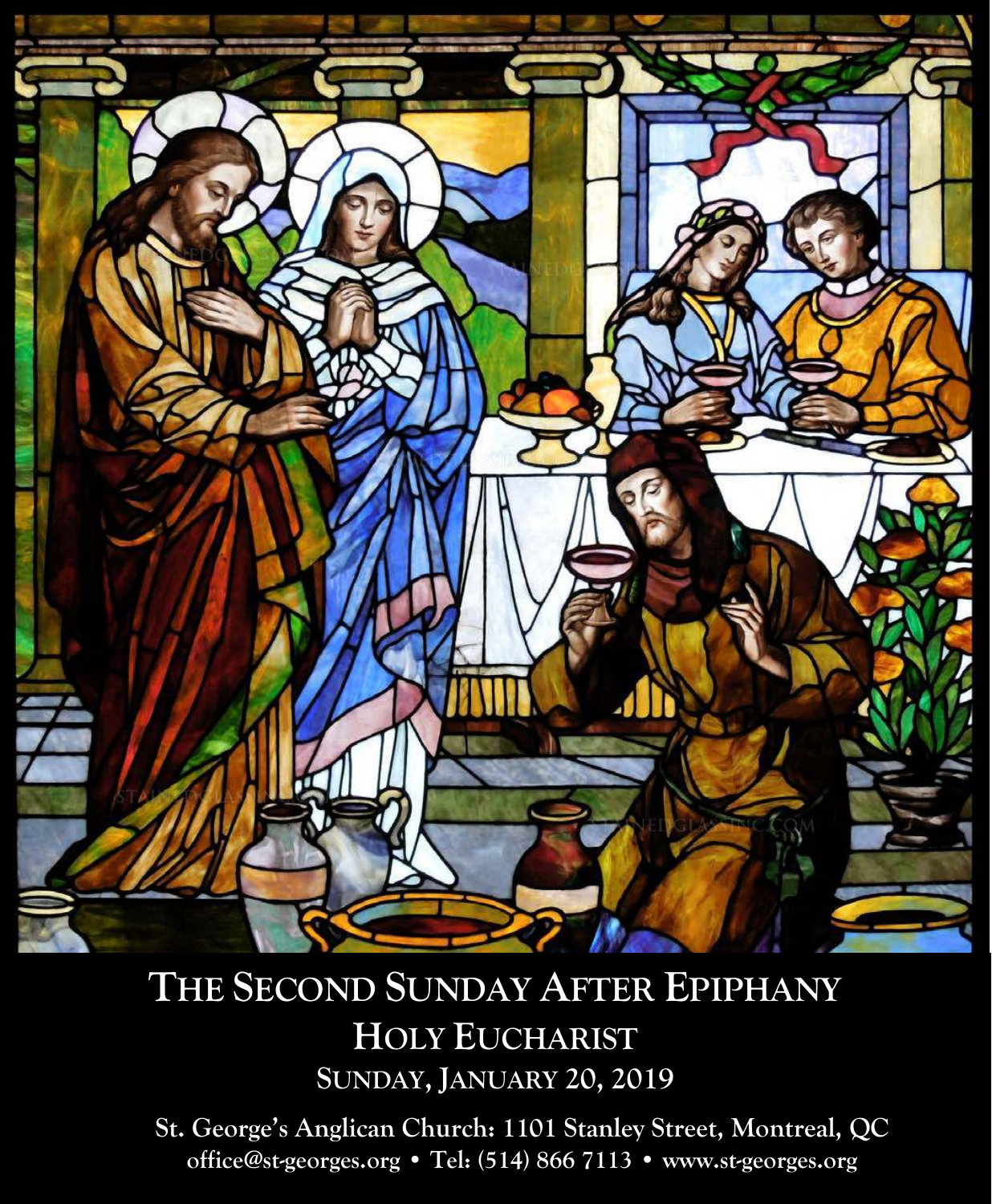# THE SECOND SUNDAY AFTER EPIPHANY

## HOLY EUCHARIST

### SUNDAY, JANUARY 20, 2019

**St. George's Anglican Church: 1101 Stanley Street, Montreal, QC**

**office@st-georges.org • Tel: (514) 866 7113 • www.st-georges.org**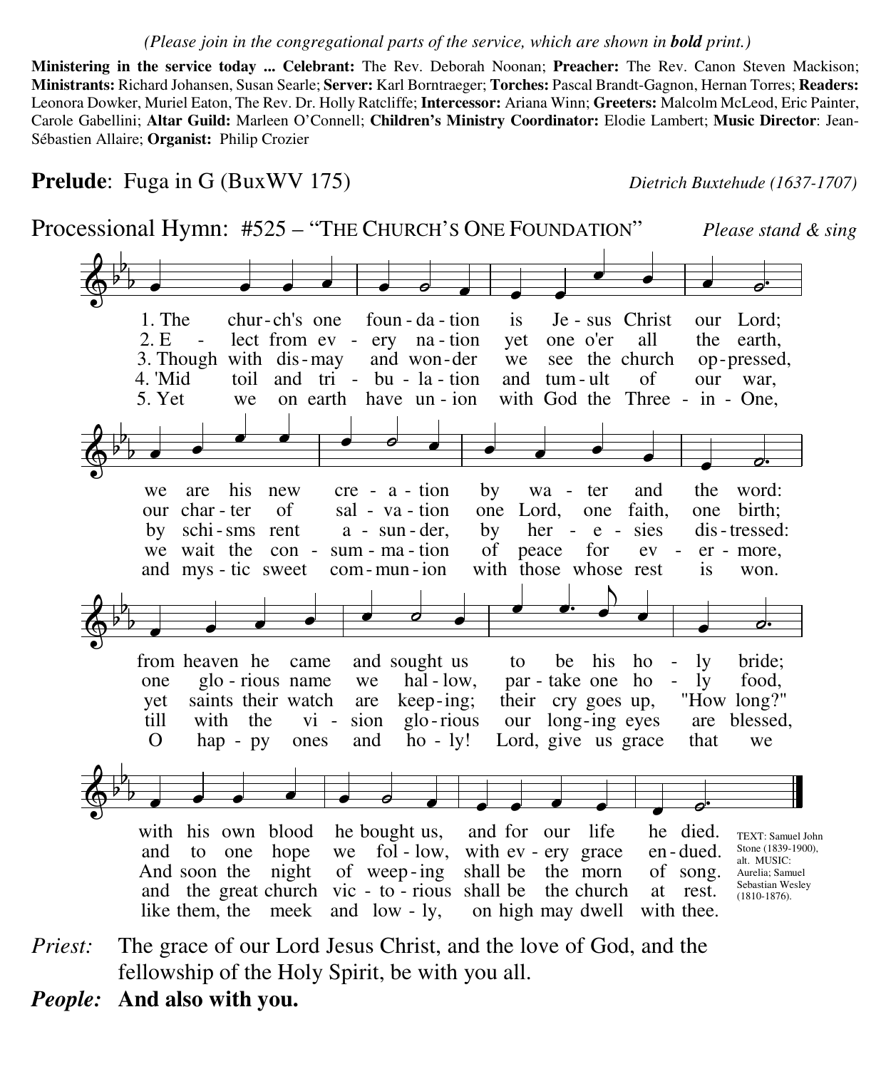*(Please join in the congregational parts of the service, which are shown in **bold** print.)*

**Ministering in the service today ... Celebrant:** The Rev. Deborah Noonan; **Preacher:** The Rev. Canon Steven Mackison; **Ministrants:** Richard Johansen, Susan Searle; **Server:** Karl Borntraeger; **Torches:** Pascal Brandt-Gagnon, Hernan Torres; **Readers:** Leonora Dowker, Muriel Eaton, The Rev. Dr. Holly Ratcliffe; **Intercessor:** Ariana Winn; **Greeters:** Malcolm McLeod, Eric Painter, Carole Gabellini; **Altar Guild:** Marleen O'Connell; **Children's Ministry Coordinator:** Elodie Lambert; **Music Director**: Jean-Sébastien Allaire; **Organist:** Philip Crozier

**Prelude**: Fuga in G (BuxWV 175) *Dietrich Buxtehude (1637-1707)*

Processional Hymn: #525 – "THE CHURCH'S ONE FOUNDATION" *Please stand & sing*

1. The church's one foundation is Jesus Christ our Lord; we are his new creation by water and the word: from heaven he came and sought us to be his holy bride; with his own blood he bought us, and for our life he died.

2. Elect from every nation yet one o'er all the earth, our charter of salvation one Lord, one faith, one birth; one glorious name we hallow, partake one holy food, and to one hope we follow, with every grace endued.

3. Though with dismay and wonder we see the church oppressed, by schisms rent asunder, by heresies distressed: yet saints their watch are keeping; their cry goes up, "How long?" And soon the night of weeping shall be the morn of song.

4. 'Mid toil and tribulation and tumult of our war, we wait the consummation of peace for evermore, till with the vision glorious our longing eyes are blessed, and the great church victorious shall be the church at rest.

5. Yet we on earth have union with God the Three-in-One, and mystic sweet communion with those whose rest is won. O happy ones and holy! Lord, give us grace that we like them, the meek and lowly, on high may dwell with thee.

TEXT: Samuel John Stone (1839-1900), alt. MUSIC: Aurelia; Samuel Sebastian Wesley (1810-1876).

*Priest:* The grace of our Lord Jesus Christ, and the love of God, and the fellowship of the Holy Spirit, be with you all.

***People:*** **And also with you.**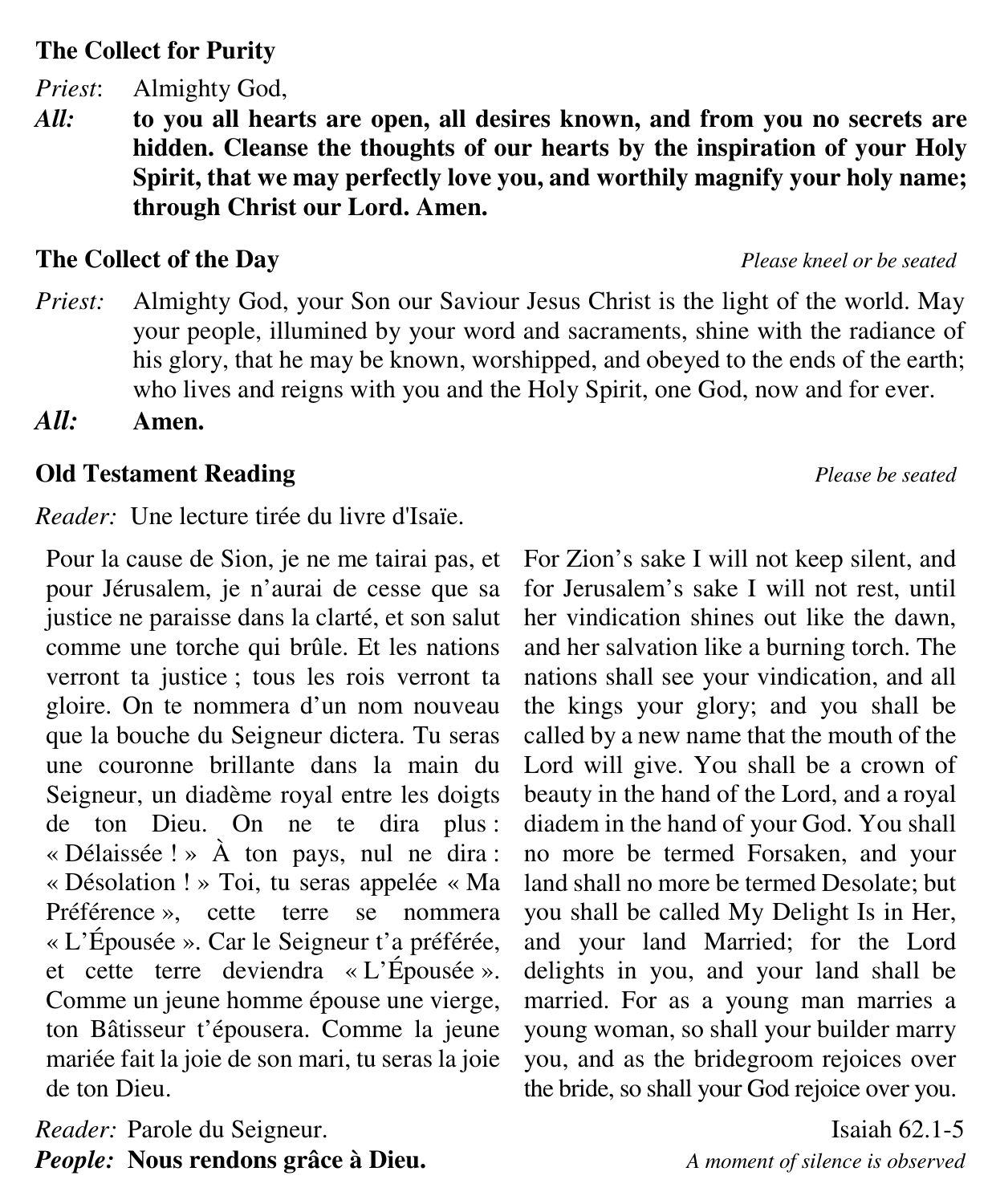### The Collect for Purity

*Priest*: Almighty God,

***All:*** **to you all hearts are open, all desires known, and from you no secrets are hidden. Cleanse the thoughts of our hearts by the inspiration of your Holy Spirit, that we may perfectly love you, and worthily magnify your holy name; through Christ our Lord. Amen.**

### The Collect of the Day

*Please kneel or be seated*

*Priest:* Almighty God, your Son our Saviour Jesus Christ is the light of the world. May your people, illumined by your word and sacraments, shine with the radiance of his glory, that he may be known, worshipped, and obeyed to the ends of the earth; who lives and reigns with you and the Holy Spirit, one God, now and for ever.

***All:*** **Amen.**

### Old Testament Reading

*Please be seated*

*Reader:* Une lecture tirée du livre d'Isaïe.

Pour la cause de Sion, je ne me tairai pas, et pour Jérusalem, je n'aurai de cesse que sa justice ne paraisse dans la clarté, et son salut comme une torche qui brûle. Et les nations verront ta justice ; tous les rois verront ta gloire. On te nommera d'un nom nouveau que la bouche du Seigneur dictera. Tu seras une couronne brillante dans la main du Seigneur, un diadème royal entre les doigts de ton Dieu. On ne te dira plus : « Délaissée ! » À ton pays, nul ne dira : « Désolation ! » Toi, tu seras appelée « Ma Préférence », cette terre se nommera « L'Épousée ». Car le Seigneur t'a préférée, et cette terre deviendra « L'Épousée ». Comme un jeune homme épouse une vierge, ton Bâtisseur t'épousera. Comme la jeune mariée fait la joie de son mari, tu seras la joie de ton Dieu.

For Zion's sake I will not keep silent, and for Jerusalem's sake I will not rest, until her vindication shines out like the dawn, and her salvation like a burning torch. The nations shall see your vindication, and all the kings your glory; and you shall be called by a new name that the mouth of the Lord will give. You shall be a crown of beauty in the hand of the Lord, and a royal diadem in the hand of your God. You shall no more be termed Forsaken, and your land shall no more be termed Desolate; but you shall be called My Delight Is in Her, and your land Married; for the Lord delights in you, and your land shall be married. For as a young man marries a young woman, so shall your builder marry you, and as the bridegroom rejoices over the bride, so shall your God rejoice over you.

*Reader:* Parole du Seigneur.

Isaiah 62.1-5

***People:*** **Nous rendons grâce à Dieu.**

*A moment of silence is observed*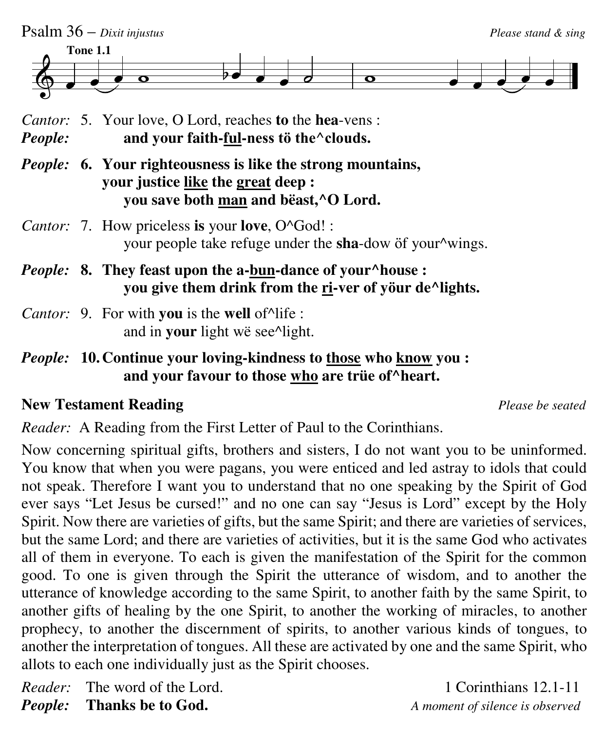Psalm 36 – *Dixit injustus* *Please stand & sing*

**Tone 1.1**

*Cantor:* 5. Your love, O Lord, reaches **to** the **hea**-vens :
*People:* **and your faith-<u>ful</u>-ness tö the^clouds.**

*People:* **6. Your righteousness is like the strong mountains,**
**your justice <u>like</u> the <u>great</u> deep :**
**you save both <u>man</u> and bëast,^O Lord.**

*Cantor:* 7. How priceless **is** your **love**, O^God! :
your people take refuge under the **sha**-dow öf your^wings.

*People:* **8. They feast upon the a-<u>bun</u>-dance of your^house :**
**you give them drink from the <u>ri</u>-ver of yöur de^lights.**

*Cantor:* 9. For with **you** is the **well** of^life :
and in **your** light wë see^light.

*People:* **10. Continue your loving-kindness to <u>those</u> who <u>know</u> you :**
**and your favour to those <u>who</u> are trüe of^heart.**

**New Testament Reading** *Please be seated*

*Reader:* A Reading from the First Letter of Paul to the Corinthians.

Now concerning spiritual gifts, brothers and sisters, I do not want you to be uninformed. You know that when you were pagans, you were enticed and led astray to idols that could not speak. Therefore I want you to understand that no one speaking by the Spirit of God ever says “Let Jesus be cursed!” and no one can say “Jesus is Lord” except by the Holy Spirit. Now there are varieties of gifts, but the same Spirit; and there are varieties of services, but the same Lord; and there are varieties of activities, but it is the same God who activates all of them in everyone. To each is given the manifestation of the Spirit for the common good. To one is given through the Spirit the utterance of wisdom, and to another the utterance of knowledge according to the same Spirit, to another faith by the same Spirit, to another gifts of healing by the one Spirit, to another the working of miracles, to another prophecy, to another the discernment of spirits, to another various kinds of tongues, to another the interpretation of tongues. All these are activated by one and the same Spirit, who allots to each one individually just as the Spirit chooses.

*Reader:* The word of the Lord. 1 Corinthians 12.1-11
*People:* **Thanks be to God.** *A moment of silence is observed*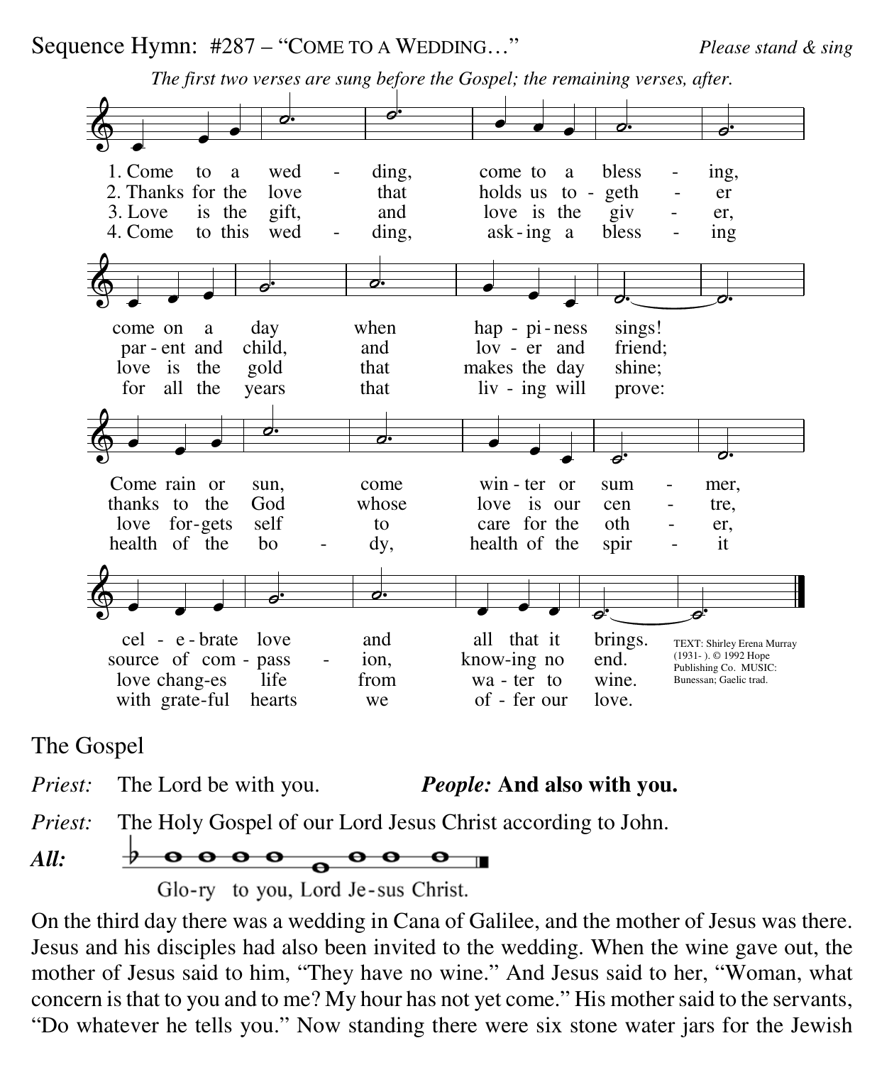Sequence Hymn: #287 – "COME TO A WEDDING…" *Please stand & sing*

*The first two verses are sung before the Gospel; the remaining verses, after.*

1. Come to a wedding, come to a blessing, come on a day when happiness sings! Come rain or sun, come winter or summer, celebrate love and all that it brings.

2. Thanks for the love that holds us together parent and child, and lover and friend; thanks to the God whose love is our centre, source of compassion, knowing no end.

3. Love is the gift, and love is the giver, love is the gold that makes the day shine; love forgets self to care for the other, love changes life from water to wine.

4. Come to this wedding, asking a blessing for all the years that living will prove: health of the body, health of the spirit with grateful hearts we offer our love.

TEXT: Shirley Erena Murray (1931- ). © 1992 Hope Publishing Co. MUSIC: Bunessan; Gaelic trad.

## The Gospel

*Priest:* The Lord be with you. *People:* **And also with you.**

*Priest:* The Holy Gospel of our Lord Jesus Christ according to John.

***All:*** Glo-ry to you, Lord Je-sus Christ.

On the third day there was a wedding in Cana of Galilee, and the mother of Jesus was there. Jesus and his disciples had also been invited to the wedding. When the wine gave out, the mother of Jesus said to him, "They have no wine." And Jesus said to her, "Woman, what concern is that to you and to me? My hour has not yet come." His mother said to the servants, "Do whatever he tells you." Now standing there were six stone water jars for the Jewish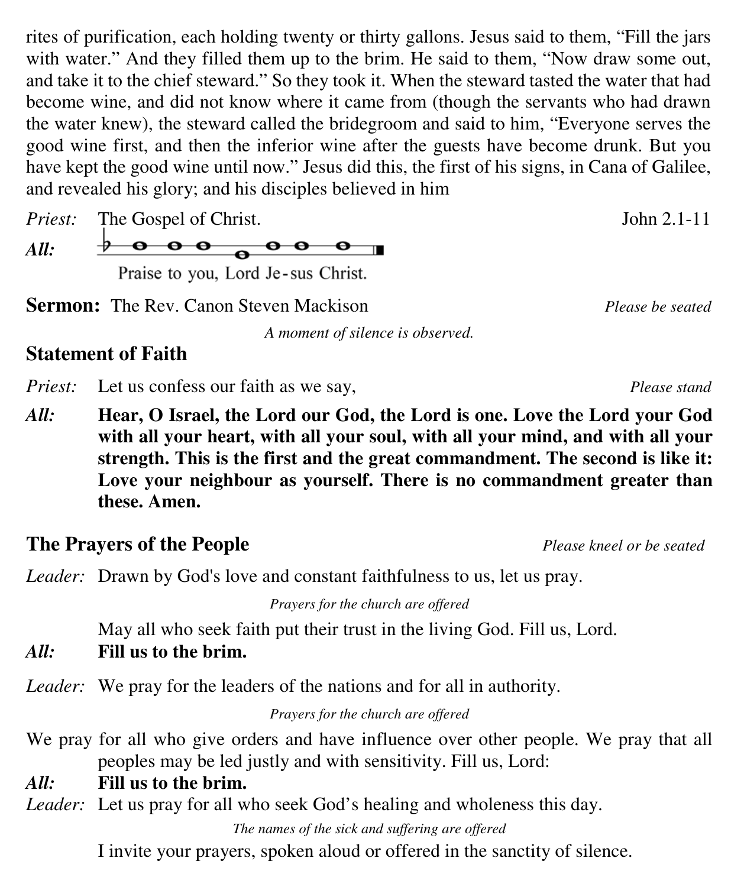rites of purification, each holding twenty or thirty gallons. Jesus said to them, "Fill the jars with water." And they filled them up to the brim. He said to them, "Now draw some out, and take it to the chief steward." So they took it. When the steward tasted the water that had become wine, and did not know where it came from (though the servants who had drawn the water knew), the steward called the bridegroom and said to him, "Everyone serves the good wine first, and then the inferior wine after the guests have become drunk. But you have kept the good wine until now." Jesus did this, the first of his signs, in Cana of Galilee, and revealed his glory; and his disciples believed in him

*Priest:* The Gospel of Christ. John 2.1-11

*All:* Praise to you, Lord Je-sus Christ.

**Sermon:** The Rev. Canon Steven Mackison *Please be seated*

*A moment of silence is observed.*

## Statement of Faith

*Priest:* Let us confess our faith as we say, *Please stand*

*All:* **Hear, O Israel, the Lord our God, the Lord is one. Love the Lord your God with all your heart, with all your soul, with all your mind, and with all your strength. This is the first and the great commandment. The second is like it: Love your neighbour as yourself. There is no commandment greater than these. Amen.**

## The Prayers of the People

*Please kneel or be seated*

*Leader:* Drawn by God's love and constant faithfulness to us, let us pray.

*Prayers for the church are offered*

May all who seek faith put their trust in the living God. Fill us, Lord.

*All:* **Fill us to the brim.**

*Leader:* We pray for the leaders of the nations and for all in authority.

*Prayers for the church are offered*

We pray for all who give orders and have influence over other people. We pray that all peoples may be led justly and with sensitivity. Fill us, Lord:

*All:* **Fill us to the brim.**

*Leader:* Let us pray for all who seek God's healing and wholeness this day.

*The names of the sick and suffering are offered*

I invite your prayers, spoken aloud or offered in the sanctity of silence.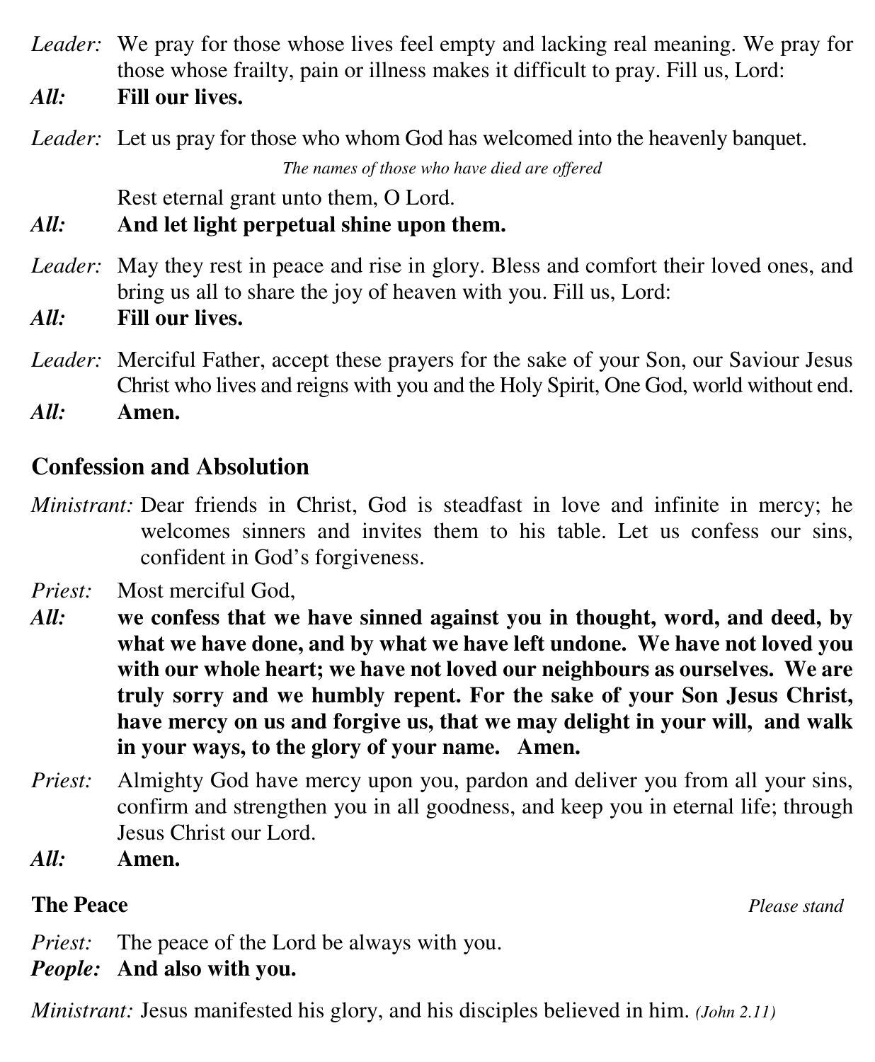*Leader:* We pray for those whose lives feel empty and lacking real meaning. We pray for those whose frailty, pain or illness makes it difficult to pray. Fill us, Lord:

***All:*** **Fill our lives.**

*Leader:* Let us pray for those who whom God has welcomed into the heavenly banquet.

*The names of those who have died are offered*

Rest eternal grant unto them, O Lord.

***All:*** **And let light perpetual shine upon them.**

*Leader:* May they rest in peace and rise in glory. Bless and comfort their loved ones, and bring us all to share the joy of heaven with you. Fill us, Lord:

***All:*** **Fill our lives.**

*Leader:* Merciful Father, accept these prayers for the sake of your Son, our Saviour Jesus Christ who lives and reigns with you and the Holy Spirit, One God, world without end.

***All:*** **Amen.**

## Confession and Absolution

*Ministrant:* Dear friends in Christ, God is steadfast in love and infinite in mercy; he welcomes sinners and invites them to his table. Let us confess our sins, confident in God's forgiveness.

*Priest:* Most merciful God,

***All:*** **we confess that we have sinned against you in thought, word, and deed, by what we have done, and by what we have left undone. We have not loved you with our whole heart; we have not loved our neighbours as ourselves. We are truly sorry and we humbly repent. For the sake of your Son Jesus Christ, have mercy on us and forgive us, that we may delight in your will, and walk in your ways, to the glory of your name. Amen.**

*Priest:* Almighty God have mercy upon you, pardon and deliver you from all your sins, confirm and strengthen you in all goodness, and keep you in eternal life; through Jesus Christ our Lord.

***All:*** **Amen.**

## The Peace

*Please stand*

*Priest:* The peace of the Lord be always with you.

***People:*** **And also with you.**

*Ministrant:* Jesus manifested his glory, and his disciples believed in him. *(John 2.11)*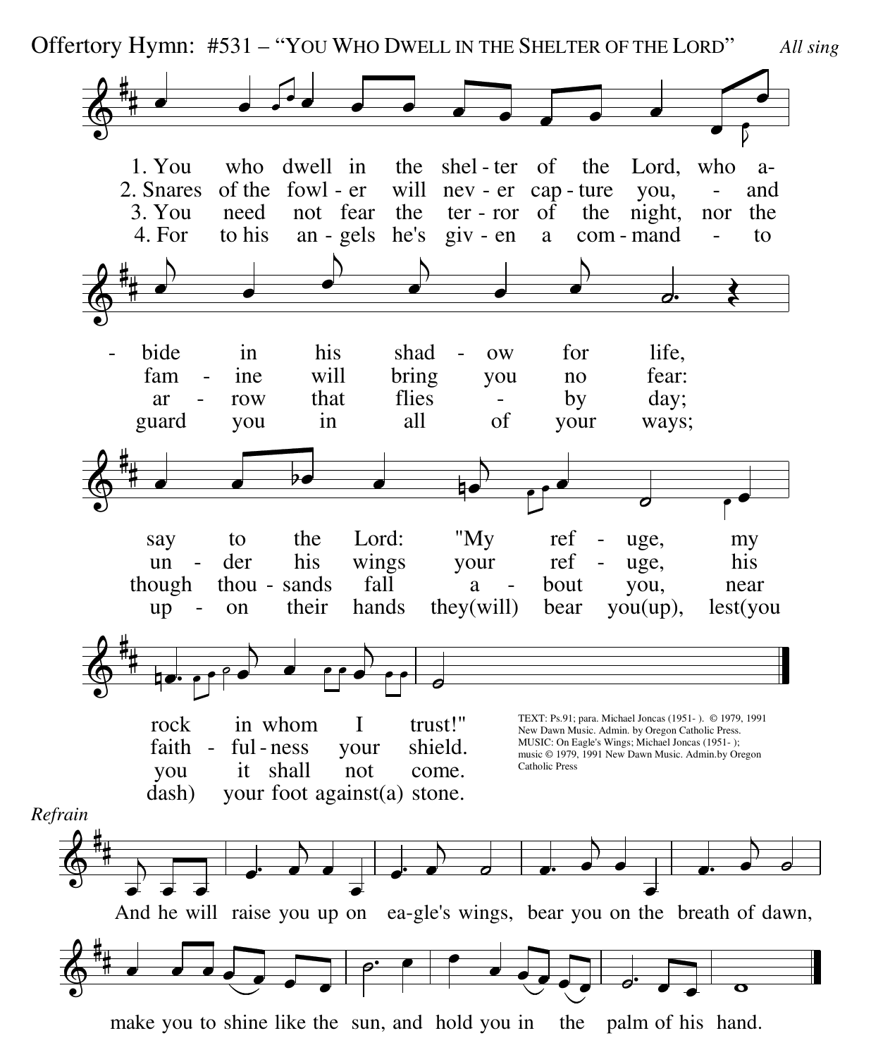Offertory Hymn: #531 – "You Who Dwell in the Shelter of the Lord" *All sing*

1. You who dwell in the shelter of the Lord, who abide in his shadow for life, say to the Lord: "My refuge, my rock in whom I trust!"

2. Snares of the fowler will never capture you, and famine will bring you no fear: under his wings your refuge, his faithfulness your shield.

3. You need not fear the terror of the night, nor the arrow that flies by day; though thousands fall about you, near you it shall not come.

4. For to his angels he's given a command to guard you in all of your ways; upon their hands they (will) bear you (up), lest (you dash) your foot against (a) stone.

*Refrain*

And he will raise you up on eagle's wings, bear you on the breath of dawn, make you to shine like the sun, and hold you in the palm of his hand.

TEXT: Ps.91; para. Michael Joncas (1951- ). © 1979, 1991 New Dawn Music. Admin. by Oregon Catholic Press.
MUSIC: On Eagle's Wings; Michael Joncas (1951- ); music © 1979, 1991 New Dawn Music. Admin.by Oregon Catholic Press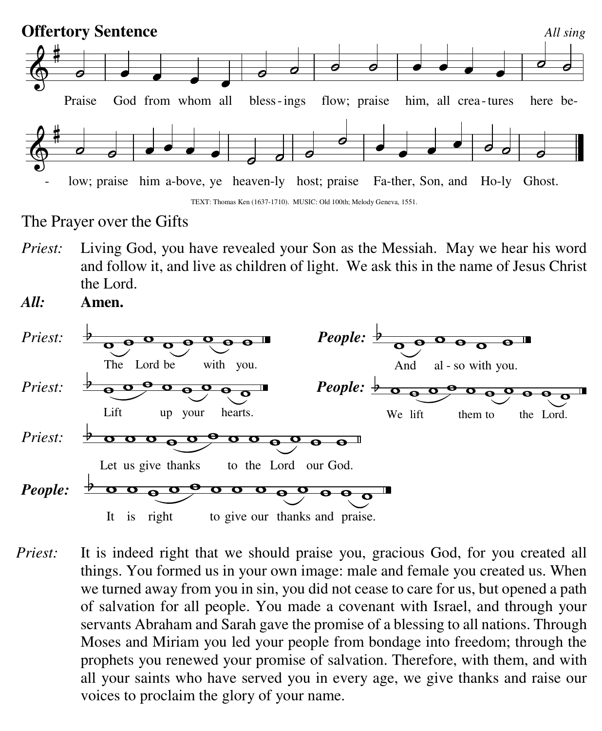**Offertory Sentence** *All sing*

Praise God from whom all bless-ings flow; praise him, all crea-tures here be-low; praise him a-bove, ye heaven-ly host; praise Fa-ther, Son, and Ho-ly Ghost.

TEXT: Thomas Ken (1637-1710). MUSIC: Old 100th; Melody Geneva, 1551.

## The Prayer over the Gifts

*Priest:* Living God, you have revealed your Son as the Messiah. May we hear his word and follow it, and live as children of light. We ask this in the name of Jesus Christ the Lord.

***All:*** **Amen.**

*Priest:* The Lord be with you.

***People:*** And al-so with you.

*Priest:* Lift up your hearts.

***People:*** We lift them to the Lord.

*Priest:* Let us give thanks to the Lord our God.

***People:*** It is right to give our thanks and praise.

*Priest:* It is indeed right that we should praise you, gracious God, for you created all things. You formed us in your own image: male and female you created us. When we turned away from you in sin, you did not cease to care for us, but opened a path of salvation for all people. You made a covenant with Israel, and through your servants Abraham and Sarah gave the promise of a blessing to all nations. Through Moses and Miriam you led your people from bondage into freedom; through the prophets you renewed your promise of salvation. Therefore, with them, and with all your saints who have served you in every age, we give thanks and raise our voices to proclaim the glory of your name.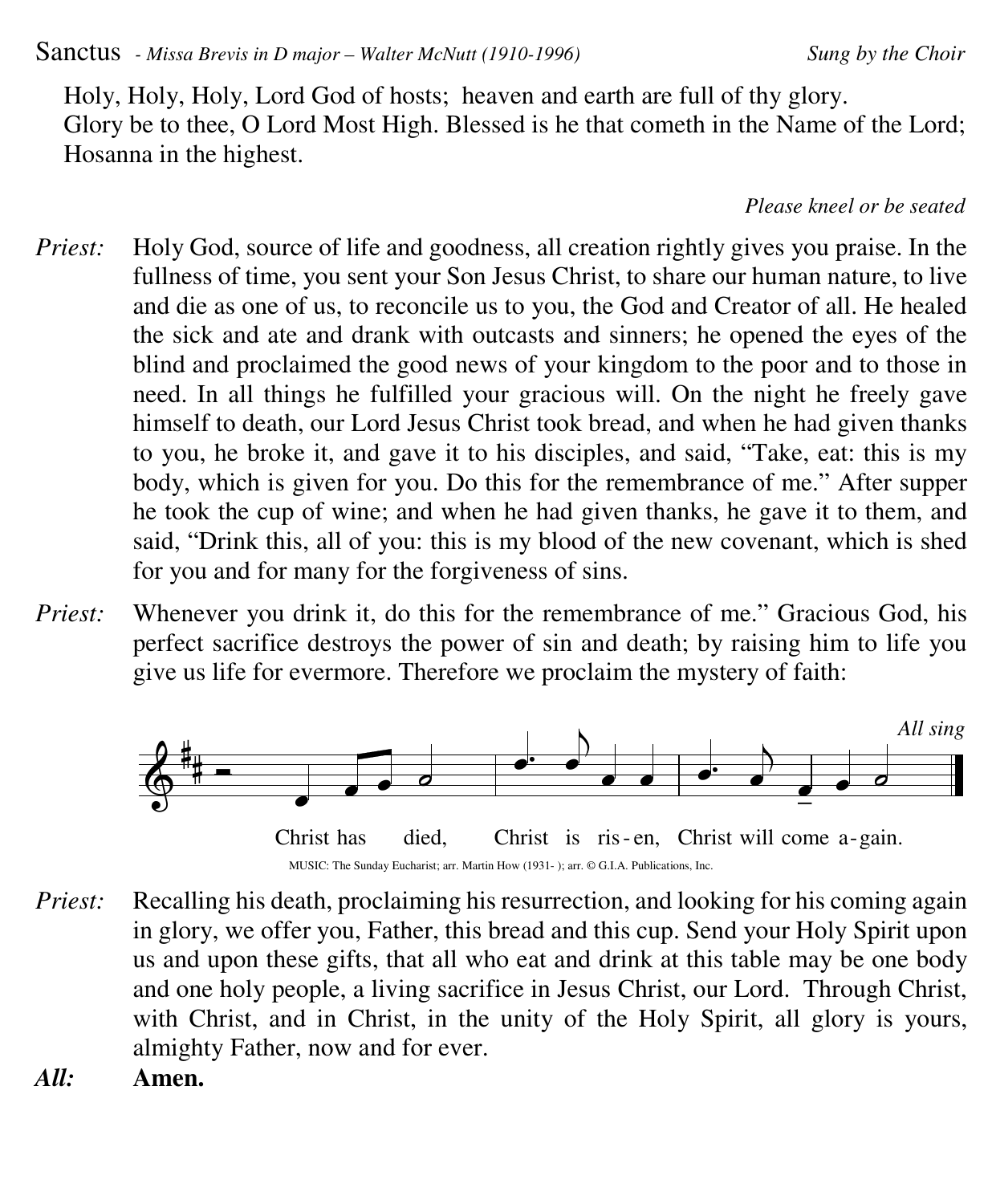Sanctus *- Missa Brevis in D major – Walter McNutt (1910-1996)* *Sung by the Choir*

Holy, Holy, Holy, Lord God of hosts; heaven and earth are full of thy glory.
Glory be to thee, O Lord Most High. Blessed is he that cometh in the Name of the Lord;
Hosanna in the highest.

*Please kneel or be seated*

*Priest:* Holy God, source of life and goodness, all creation rightly gives you praise. In the fullness of time, you sent your Son Jesus Christ, to share our human nature, to live and die as one of us, to reconcile us to you, the God and Creator of all. He healed the sick and ate and drank with outcasts and sinners; he opened the eyes of the blind and proclaimed the good news of your kingdom to the poor and to those in need. In all things he fulfilled your gracious will. On the night he freely gave himself to death, our Lord Jesus Christ took bread, and when he had given thanks to you, he broke it, and gave it to his disciples, and said, "Take, eat: this is my body, which is given for you. Do this for the remembrance of me." After supper he took the cup of wine; and when he had given thanks, he gave it to them, and said, "Drink this, all of you: this is my blood of the new covenant, which is shed for you and for many for the forgiveness of sins.

*Priest:* Whenever you drink it, do this for the remembrance of me." Gracious God, his perfect sacrifice destroys the power of sin and death; by raising him to life you give us life for evermore. Therefore we proclaim the mystery of faith:

*All sing*

Christ has died, Christ is ris-en, Christ will come a-gain.

MUSIC: The Sunday Eucharist; arr. Martin How (1931- ); arr. © G.I.A. Publications, Inc.

*Priest:* Recalling his death, proclaiming his resurrection, and looking for his coming again in glory, we offer you, Father, this bread and this cup. Send your Holy Spirit upon us and upon these gifts, that all who eat and drink at this table may be one body and one holy people, a living sacrifice in Jesus Christ, our Lord. Through Christ, with Christ, and in Christ, in the unity of the Holy Spirit, all glory is yours, almighty Father, now and for ever.

***All:*** **Amen.**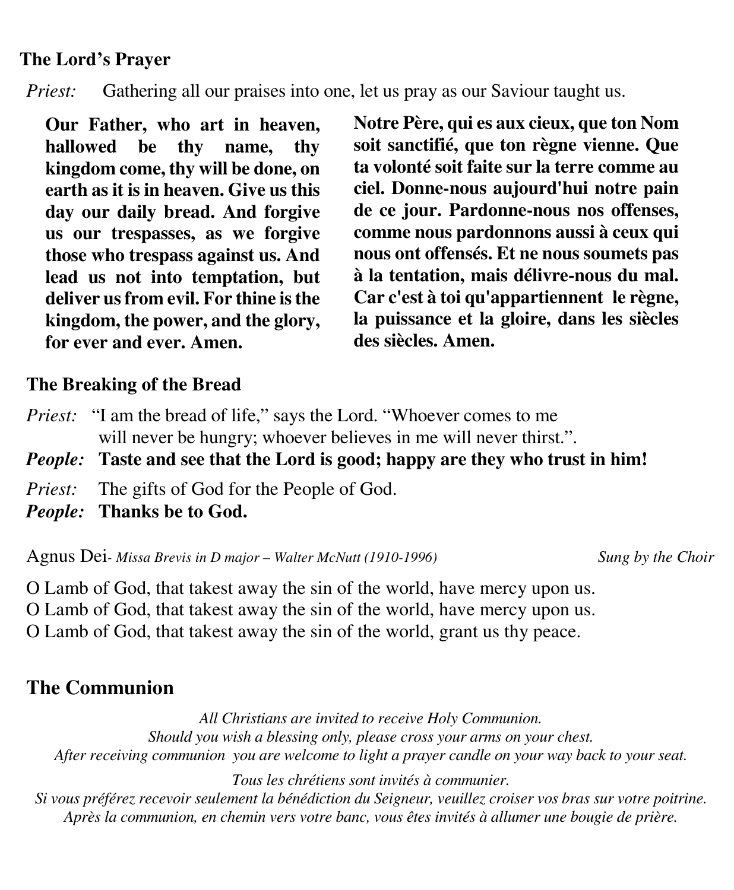### The Lord's Prayer

*Priest:* Gathering all our praises into one, let us pray as our Saviour taught us.

**Our Father, who art in heaven, hallowed be thy name, thy kingdom come, thy will be done, on earth as it is in heaven. Give us this day our daily bread. And forgive us our trespasses, as we forgive those who trespass against us. And lead us not into temptation, but deliver us from evil. For thine is the kingdom, the power, and the glory, for ever and ever. Amen.**

**Notre Père, qui es aux cieux, que ton Nom soit sanctifié, que ton règne vienne. Que ta volonté soit faite sur la terre comme au ciel. Donne-nous aujourd'hui notre pain de ce jour. Pardonne-nous nos offenses, comme nous pardonnons aussi à ceux qui nous ont offensés. Et ne nous soumets pas à la tentation, mais délivre-nous du mal. Car c'est à toi qu'appartiennent le règne, la puissance et la gloire, dans les siècles des siècles. Amen.**

### The Breaking of the Bread

*Priest:* "I am the bread of life," says the Lord. "Whoever comes to me will never be hungry; whoever believes in me will never thirst.".

***People:*** **Taste and see that the Lord is good; happy are they who trust in him!**

*Priest:* The gifts of God for the People of God.

***People:*** **Thanks be to God.**

Agnus Dei- *Missa Brevis in D major – Walter McNutt (1910-1996)* *Sung by the Choir*

O Lamb of God, that takest away the sin of the world, have mercy upon us.
O Lamb of God, that takest away the sin of the world, have mercy upon us.
O Lamb of God, that takest away the sin of the world, grant us thy peace.

## The Communion

*All Christians are invited to receive Holy Communion.*
*Should you wish a blessing only, please cross your arms on your chest.*
*After receiving communion you are welcome to light a prayer candle on your way back to your seat.*

*Tous les chrétiens sont invités à communier.*
*Si vous préférez recevoir seulement la bénédiction du Seigneur, veuillez croiser vos bras sur votre poitrine.*
*Après la communion, en chemin vers votre banc, vous êtes invités à allumer une bougie de prière.*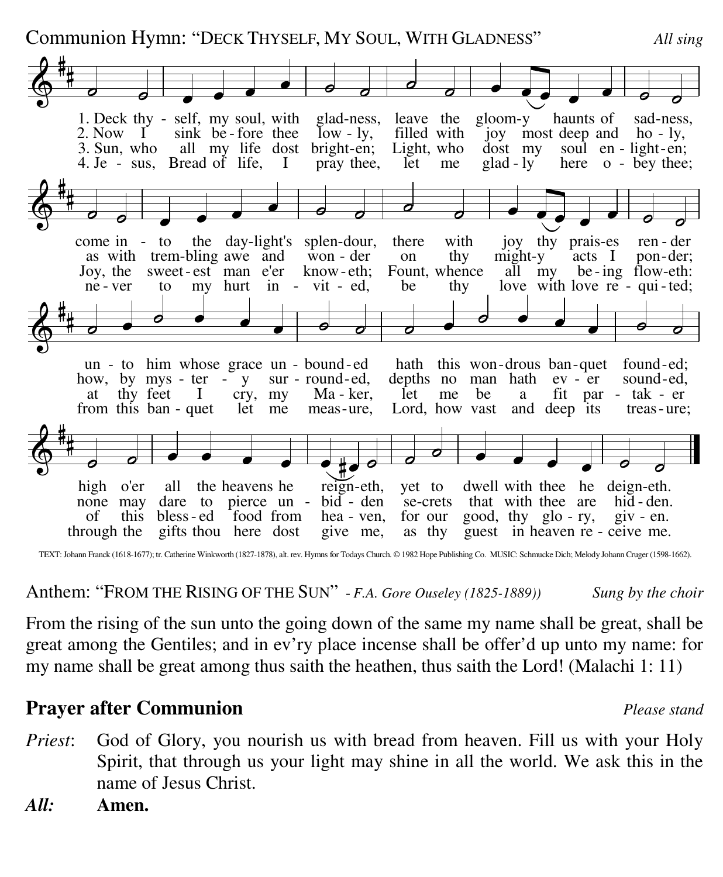Communion Hymn: "DECK THYSELF, MY SOUL, WITH GLADNESS" *All sing*

1. Deck thyself, my soul, with gladness, leave the gloomy haunts of sadness, come into the daylight's splendour, there with joy thy praises render unto him whose grace unbounded hath this wondrous banquet founded; high o'er all the heavens he reigneth, yet to dwell with thee he deigneth.

2. Now I sink before thee lowly, filled with joy most deep and holy, as with trembling awe and wonder on thy mighty acts I ponder; how, by mystery surrounded, depths no man hath ever sounded, none may dare to pierce unbidden secrets that with thee are hidden.

3. Sun, who all my life dost brighten; Light, who dost my soul enlighten; Joy, the sweetest man e'er knoweth; Fount, whence all my being floweth: at thy feet I cry, my Maker, let me be a fit partaker of this blessed food from heaven, for our good, thy glory, given.

4. Jesus, Bread of life, I pray thee, let me gladly here obey thee; never to my hurt invited, be thy love with love requited; from this banquet let me measure, Lord, how vast and deep its treasure; through the gifts thou here dost give me, as thy guest in heaven receive me.

TEXT: Johann Franck (1618-1677); tr. Catherine Winkworth (1827-1878), alt. rev. Hymns for Todays Church. © 1982 Hope Publishing Co. MUSIC: Schmucke Dich; Melody Johann Cruger (1598-1662).

Anthem: "FROM THE RISING OF THE SUN" *- F.A. Gore Ouseley (1825-1889))* *Sung by the choir*

From the rising of the sun unto the going down of the same my name shall be great, shall be great among the Gentiles; and in ev'ry place incense shall be offer'd up unto my name: for my name shall be great among thus saith the heathen, thus saith the Lord! (Malachi 1: 11)

## Prayer after Communion *Please stand*

*Priest*: God of Glory, you nourish us with bread from heaven. Fill us with your Holy Spirit, that through us your light may shine in all the world. We ask this in the name of Jesus Christ.

***All:*** **Amen.**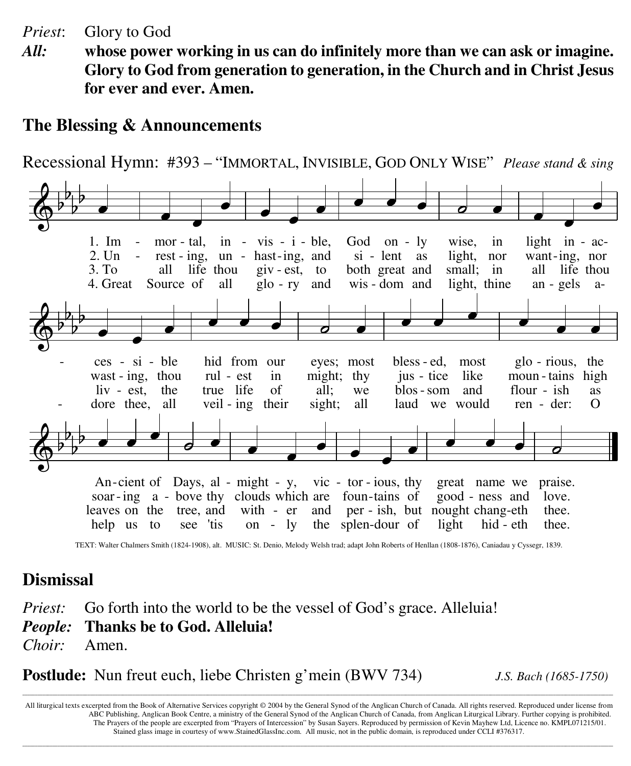*Priest*: Glory to God

***All:*** **whose power working in us can do infinitely more than we can ask or imagine. Glory to God from generation to generation, in the Church and in Christ Jesus for ever and ever. Amen.**

## The Blessing & Announcements

Recessional Hymn: #393 – "IMMORTAL, INVISIBLE, GOD ONLY WISE" *Please stand & sing*

1. Immortal, invisible, God only wise, in light inaccessible hid from our eyes; most blessed, most glorious, the Ancient of Days, almighty, victorious, thy great name we praise.

2. Unresting, unhasting, and silent as light, nor wanting, nor wasting, thou rulest in might; thy justice like mountains high soaring above thy clouds which are fountains of goodness and love.

3. To all life thou givest, to both great and small; in all life thou livest, the true life of all; we blossom and flourish as leaves on the tree, and wither and perish, but nought changeth thee.

4. Great Source of all glory and wisdom and light, thine angels adore thee, all veiling their sight; all laud we would render: O help us to see 'tis only the splendour of light hideth thee.

TEXT: Walter Chalmers Smith (1824-1908), alt. MUSIC: St. Denio, Melody Welsh trad; adapt John Roberts of Henllan (1808-1876), Caniadau y Cyssegr, 1839.

## Dismissal

*Priest:* Go forth into the world to be the vessel of God's grace. Alleluia!

***People:*** **Thanks be to God. Alleluia!**

*Choir:* Amen.

**Postlude:** Nun freut euch, liebe Christen g'mein (BWV 734) *J.S. Bach (1685-1750)*

---

All liturgical texts excerpted from the Book of Alternative Services copyright © 2004 by the General Synod of the Anglican Church of Canada. All rights reserved. Reproduced under license from ABC Publishing, Anglican Book Centre, a ministry of the General Synod of the Anglican Church of Canada, from Anglican Liturgical Library. Further copying is prohibited. The Prayers of the people are excerpted from "Prayers of Intercession" by Susan Sayers. Reproduced by permission of Kevin Mayhew Ltd, Licence no. KMPL071215/01. Stained glass image in courtesy of www.StainedGlassInc.com. All music, not in the public domain, is reproduced under CCLI #376317.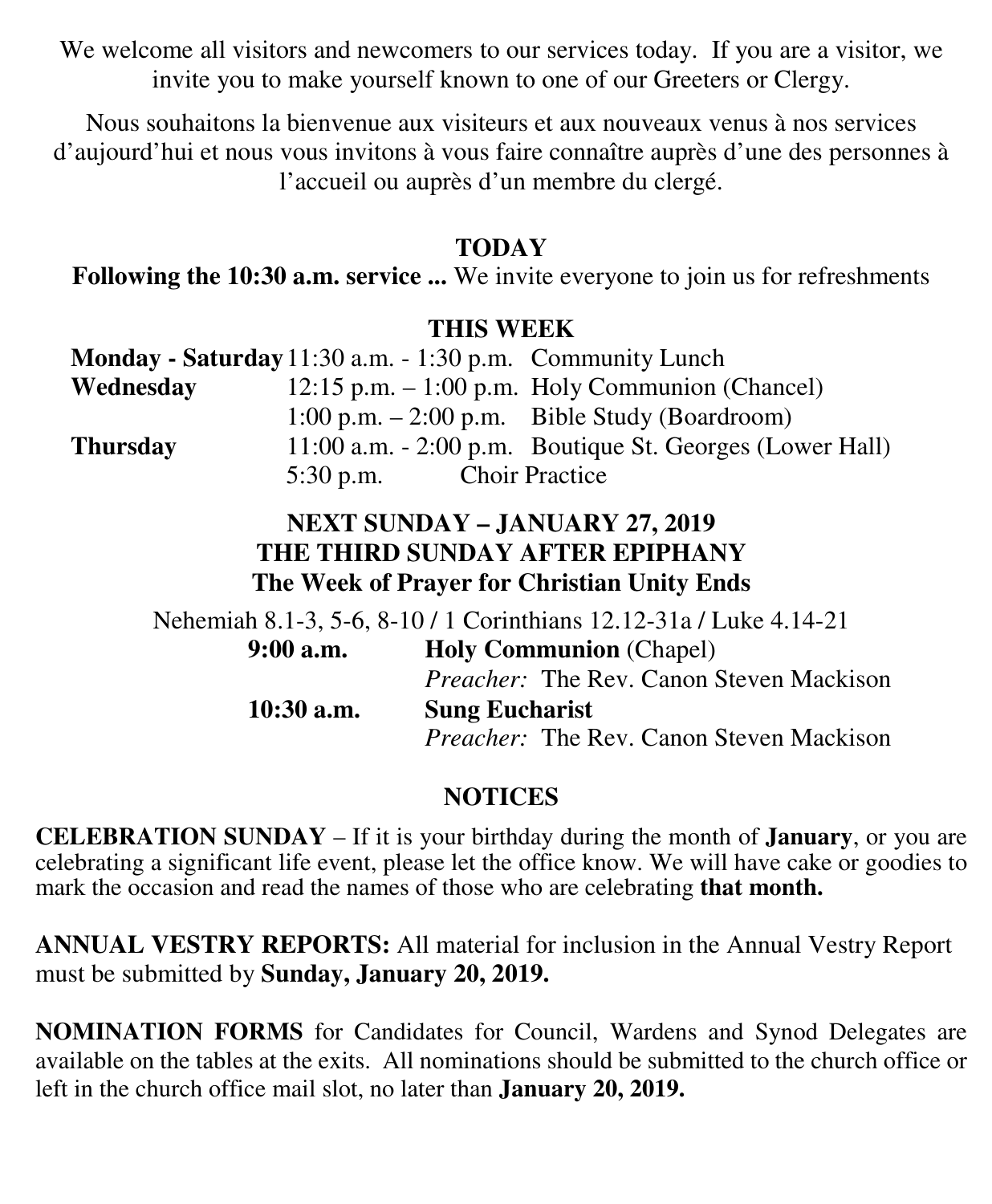We welcome all visitors and newcomers to our services today. If you are a visitor, we invite you to make yourself known to one of our Greeters or Clergy.

Nous souhaitons la bienvenue aux visiteurs et aux nouveaux venus à nos services d'aujourd'hui et nous vous invitons à vous faire connaître auprès d'une des personnes à l'accueil ou auprès d'un membre du clergé.

## TODAY

**Following the 10:30 a.m. service ...** We invite everyone to join us for refreshments

## THIS WEEK

| | | |
|---|---|---|
| **Monday - Saturday** | 11:30 a.m. - 1:30 p.m. | Community Lunch |
| **Wednesday** | 12:15 p.m. – 1:00 p.m. | Holy Communion (Chancel) |
| | 1:00 p.m. – 2:00 p.m. | Bible Study (Boardroom) |
| **Thursday** | 11:00 a.m. - 2:00 p.m. | Boutique St. Georges (Lower Hall) |
| | 5:30 p.m. | Choir Practice |

## NEXT SUNDAY – JANUARY 27, 2019
## THE THIRD SUNDAY AFTER EPIPHANY
### The Week of Prayer for Christian Unity Ends

Nehemiah 8.1-3, 5-6, 8-10 / 1 Corinthians 12.12-31a / Luke 4.14-21

| | |
|---|---|
| **9:00 a.m.** | **Holy Communion** (Chapel) |
| | *Preacher:* The Rev. Canon Steven Mackison |
| **10:30 a.m.** | **Sung Eucharist** |
| | *Preacher:* The Rev. Canon Steven Mackison |

## NOTICES

**CELEBRATION SUNDAY** – If it is your birthday during the month of **January**, or you are celebrating a significant life event, please let the office know. We will have cake or goodies to mark the occasion and read the names of those who are celebrating **that month.**

**ANNUAL VESTRY REPORTS:** All material for inclusion in the Annual Vestry Report must be submitted by **Sunday, January 20, 2019.**

**NOMINATION FORMS** for Candidates for Council, Wardens and Synod Delegates are available on the tables at the exits. All nominations should be submitted to the church office or left in the church office mail slot, no later than **January 20, 2019.**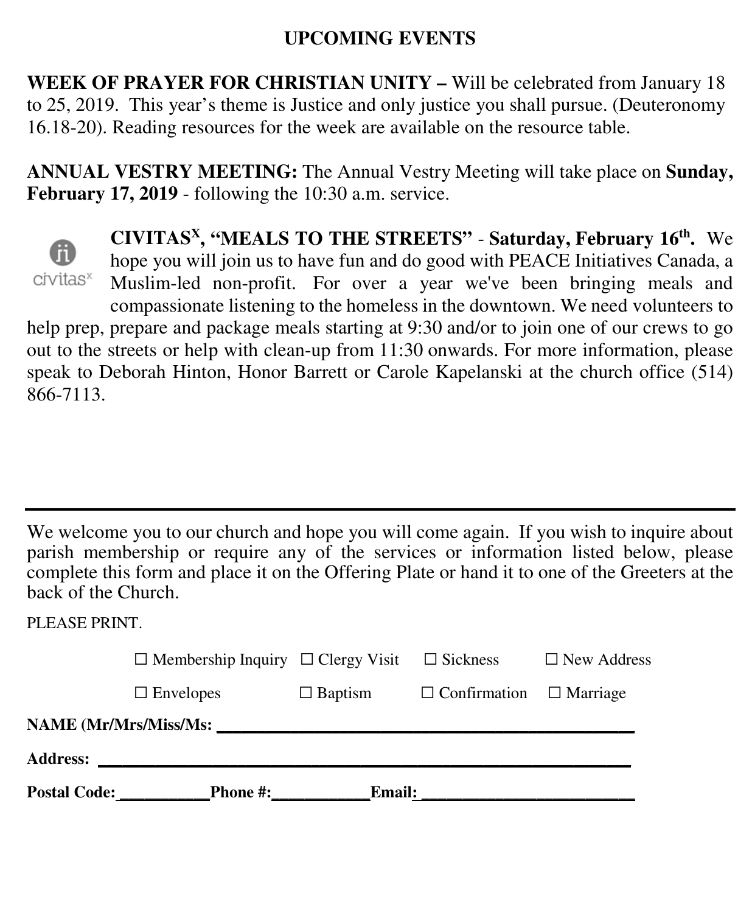# UPCOMING EVENTS

**WEEK OF PRAYER FOR CHRISTIAN UNITY –** Will be celebrated from January 18 to 25, 2019. This year's theme is Justice and only justice you shall pursue. (Deuteronomy 16.18-20). Reading resources for the week are available on the resource table.

**ANNUAL VESTRY MEETING:** The Annual Vestry Meeting will take place on **Sunday, February 17, 2019** - following the 10:30 a.m. service.

civitas$^{x}$

**CIVITAS$^{X}$, "MEALS TO THE STREETS"** - **Saturday, February 16th.** We hope you will join us to have fun and do good with PEACE Initiatives Canada, a Muslim-led non-profit. For over a year we've been bringing meals and compassionate listening to the homeless in the downtown. We need volunteers to help prep, prepare and package meals starting at 9:30 and/or to join one of our crews to go out to the streets or help with clean-up from 11:30 onwards. For more information, please speak to Deborah Hinton, Honor Barrett or Carole Kapelanski at the church office (514) 866-7113.

---

We welcome you to our church and hope you will come again. If you wish to inquire about parish membership or require any of the services or information listed below, please complete this form and place it on the Offering Plate or hand it to one of the Greeters at the back of the Church.

PLEASE PRINT.

☐ Membership Inquiry ☐ Clergy Visit ☐ Sickness ☐ New Address

☐ Envelopes ☐ Baptism ☐ Confirmation ☐ Marriage

**NAME (Mr/Mrs/Miss/Ms:** ____________________________________________

**Address:** ____________________________________________________________

**Postal Code:**__________**Phone #:**___________**Email:**________________________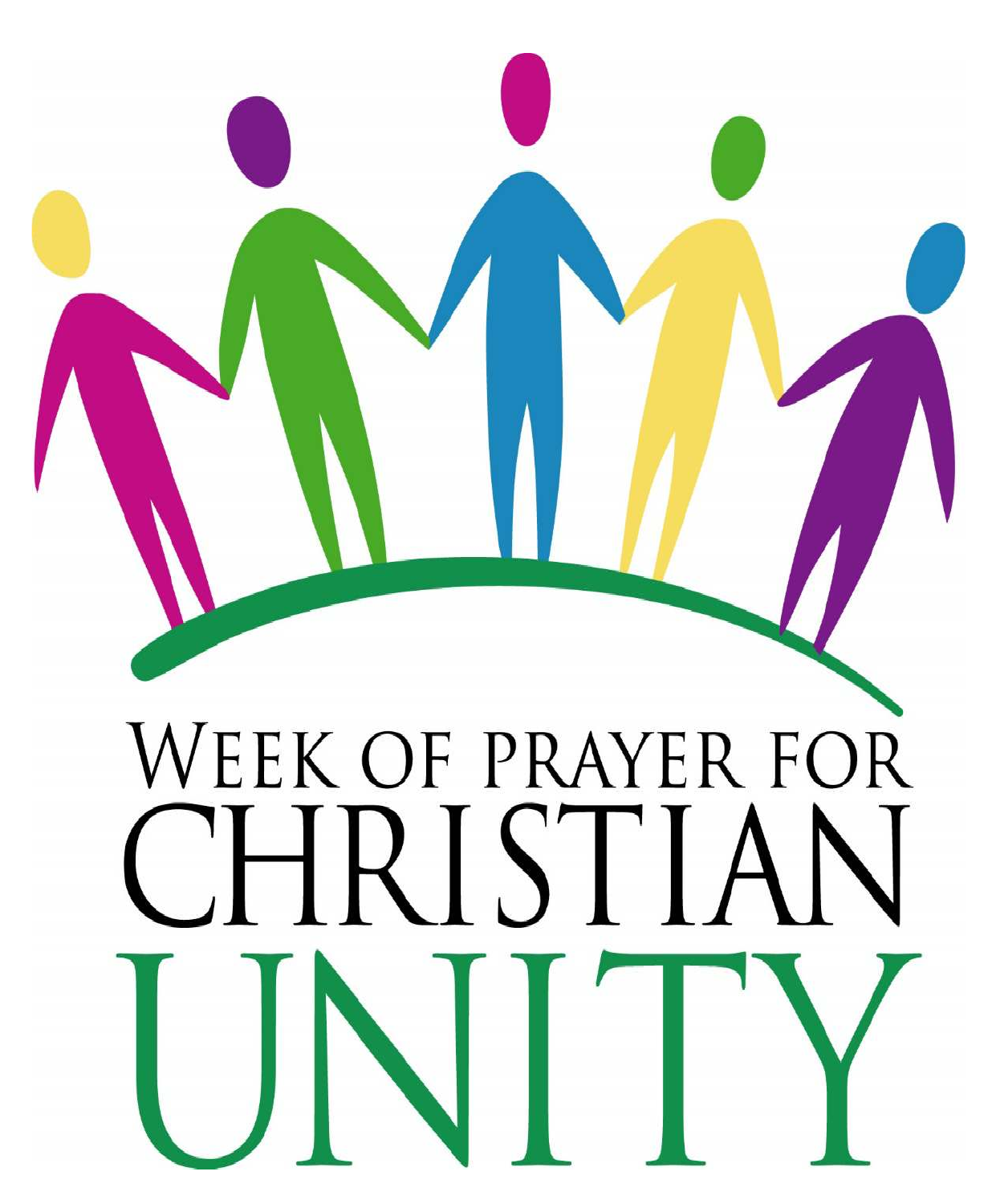WEEK OF PRAYER FOR
CHRISTIAN
UNITY